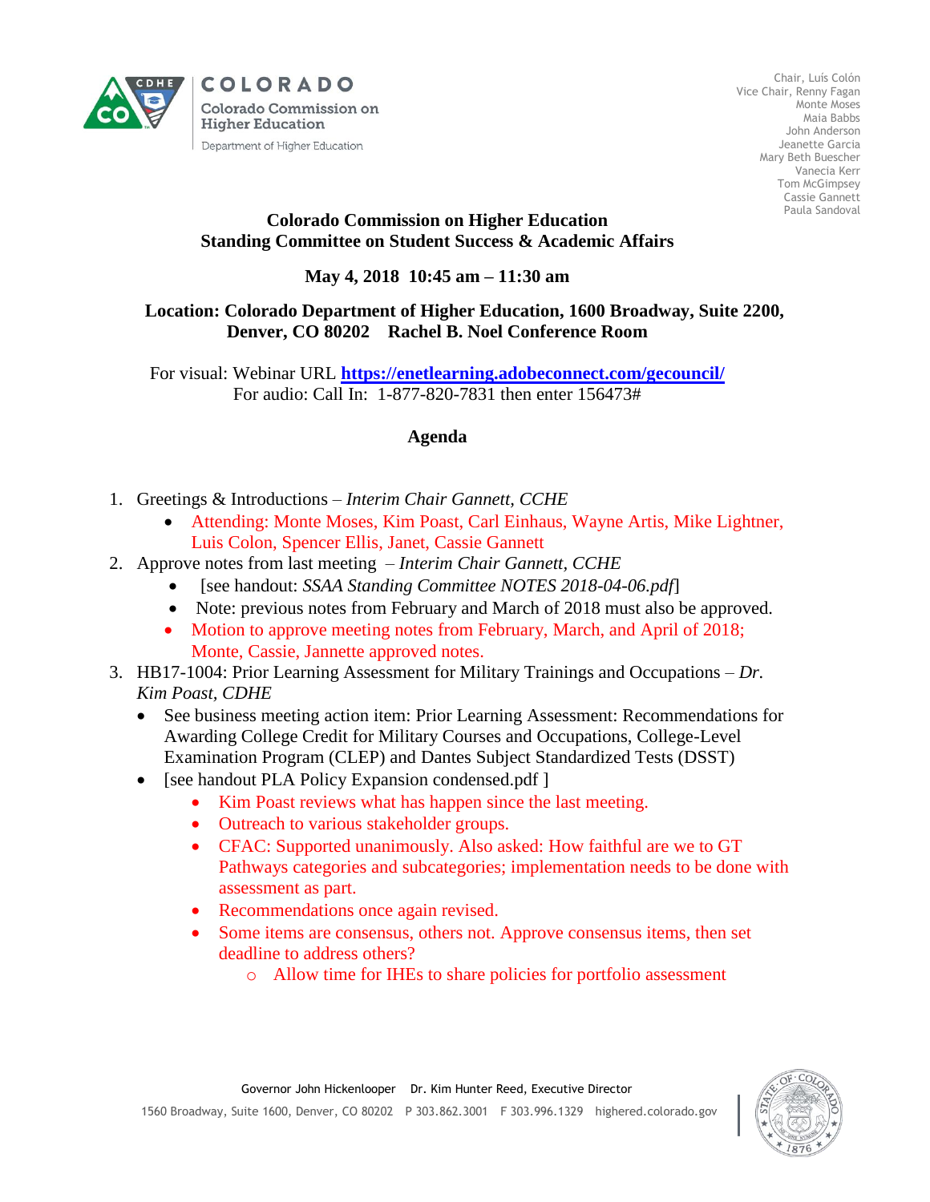COLORADO

Colorado Commission on Higher Education

Department of Higher Education

Chair, Luis Colón
Vice Chair, Renny Fagan
Monte Moses
Maia Babbs
John Anderson
Jeanette Garcia
Mary Beth Buescher
Vanecia Kerr
Tom McGimpsey
Cassie Gannett
Paula Sandoval

## Colorado Commission on Higher Education
## Standing Committee on Student Success & Academic Affairs

**May 4, 2018 10:45 am – 11:30 am**

**Location: Colorado Department of Higher Education, 1600 Broadway, Suite 2200, Denver, CO 80202 Rachel B. Noel Conference Room**

For visual: Webinar URL **https://enetlearning.adobeconnect.com/gecouncil/**
For audio: Call In: 1-877-820-7831 then enter 156473#

### Agenda

1. Greetings & Introductions – *Interim Chair Gannett, CCHE*
   - Attending: Monte Moses, Kim Poast, Carl Einhaus, Wayne Artis, Mike Lightner, Luis Colon, Spencer Ellis, Janet, Cassie Gannett
2. Approve notes from last meeting – *Interim Chair Gannett, CCHE*
   - [see handout: *SSAA Standing Committee NOTES 2018-04-06.pdf*]
   - Note: previous notes from February and March of 2018 must also be approved.
   - Motion to approve meeting notes from February, March, and April of 2018; Monte, Cassie, Jannette approved notes.
3. HB17-1004: Prior Learning Assessment for Military Trainings and Occupations – *Dr. Kim Poast, CDHE*
   - See business meeting action item: Prior Learning Assessment: Recommendations for Awarding College Credit for Military Courses and Occupations, College-Level Examination Program (CLEP) and Dantes Subject Standardized Tests (DSST)
   - [see handout PLA Policy Expansion condensed.pdf ]
     - Kim Poast reviews what has happen since the last meeting.
     - Outreach to various stakeholder groups.
     - CFAC: Supported unanimously. Also asked: How faithful are we to GT Pathways categories and subcategories; implementation needs to be done with assessment as part.
     - Recommendations once again revised.
     - Some items are consensus, others not. Approve consensus items, then set deadline to address others?
       - Allow time for IHEs to share policies for portfolio assessment

Governor John Hickenlooper Dr. Kim Hunter Reed, Executive Director
1560 Broadway, Suite 1600, Denver, CO 80202 P 303.862.3001 F 303.996.1329 highered.colorado.gov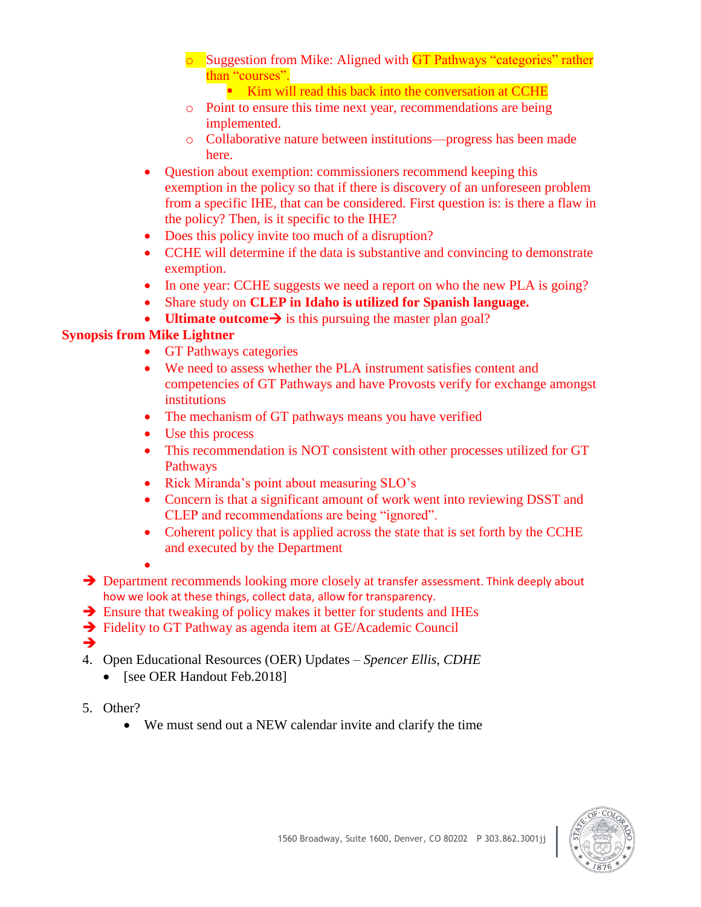- Suggestion from Mike: Aligned with GT Pathways "categories" rather than "courses".
  - Kim will read this back into the conversation at CCHE
- Point to ensure this time next year, recommendations are being implemented.
- Collaborative nature between institutions—progress has been made here.

- Question about exemption: commissioners recommend keeping this exemption in the policy so that if there is discovery of an unforeseen problem from a specific IHE, that can be considered. First question is: is there a flaw in the policy? Then, is it specific to the IHE?
- Does this policy invite too much of a disruption?
- CCHE will determine if the data is substantive and convincing to demonstrate exemption.
- In one year: CCHE suggests we need a report on who the new PLA is going?
- Share study on **CLEP in Idaho is utilized for Spanish language.**
- **Ultimate outcome→** is this pursuing the master plan goal?

**Synopsis from Mike Lightner**

- GT Pathways categories
- We need to assess whether the PLA instrument satisfies content and competencies of GT Pathways and have Provosts verify for exchange amongst institutions
- The mechanism of GT pathways means you have verified
- Use this process
- This recommendation is NOT consistent with other processes utilized for GT Pathways
- Rick Miranda's point about measuring SLO's
- Concern is that a significant amount of work went into reviewing DSST and CLEP and recommendations are being "ignored".
- Coherent policy that is applied across the state that is set forth by the CCHE and executed by the Department
- 

→ Department recommends looking more closely at transfer assessment. Think deeply about how we look at these things, collect data, allow for transparency.
→ Ensure that tweaking of policy makes it better for students and IHEs
→ Fidelity to GT Pathway as agenda item at GE/Academic Council
→

4. Open Educational Resources (OER) Updates – *Spencer Ellis, CDHE*
   - [see OER Handout Feb.2018]

5. Other?
   - We must send out a NEW calendar invite and clarify the time